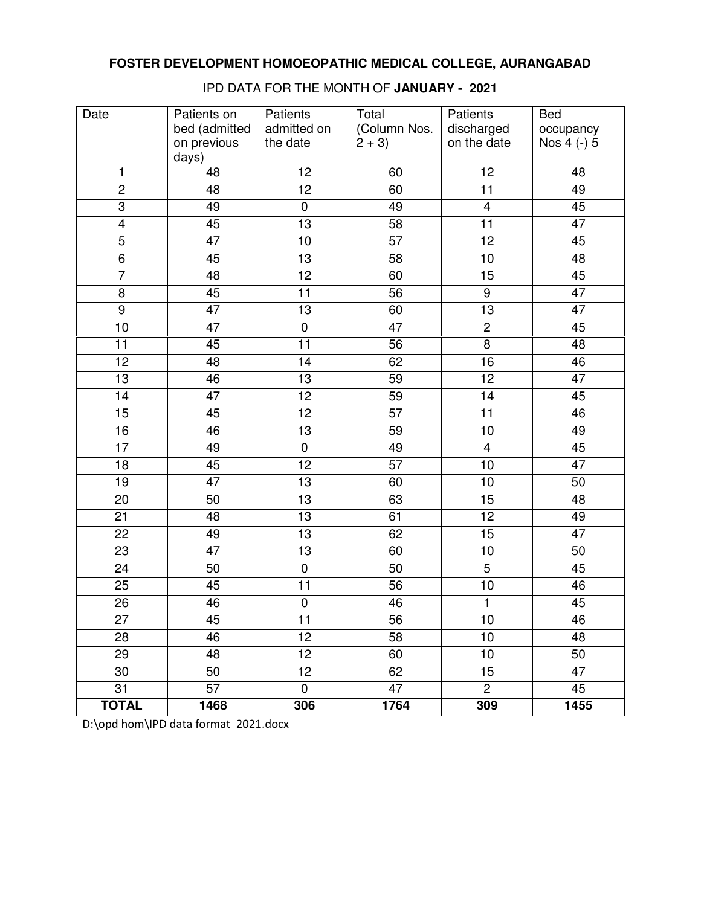**FOSTER DEVELOPMENT HOMOEOPATHIC MEDICAL COLLEGE, AURANGABAD**

IPD DATA FOR THE MONTH OF **JANUARY - 2021**

| Date | Patients on bed (admitted on previous days) | Patients admitted on the date | Total (Column Nos. 2 + 3) | Patients discharged on the date | Bed occupancy Nos 4 (-) 5 |
|---|---|---|---|---|---|
| 1 | 48 | 12 | 60 | 12 | 48 |
| 2 | 48 | 12 | 60 | 11 | 49 |
| 3 | 49 | 0 | 49 | 4 | 45 |
| 4 | 45 | 13 | 58 | 11 | 47 |
| 5 | 47 | 10 | 57 | 12 | 45 |
| 6 | 45 | 13 | 58 | 10 | 48 |
| 7 | 48 | 12 | 60 | 15 | 45 |
| 8 | 45 | 11 | 56 | 9 | 47 |
| 9 | 47 | 13 | 60 | 13 | 47 |
| 10 | 47 | 0 | 47 | 2 | 45 |
| 11 | 45 | 11 | 56 | 8 | 48 |
| 12 | 48 | 14 | 62 | 16 | 46 |
| 13 | 46 | 13 | 59 | 12 | 47 |
| 14 | 47 | 12 | 59 | 14 | 45 |
| 15 | 45 | 12 | 57 | 11 | 46 |
| 16 | 46 | 13 | 59 | 10 | 49 |
| 17 | 49 | 0 | 49 | 4 | 45 |
| 18 | 45 | 12 | 57 | 10 | 47 |
| 19 | 47 | 13 | 60 | 10 | 50 |
| 20 | 50 | 13 | 63 | 15 | 48 |
| 21 | 48 | 13 | 61 | 12 | 49 |
| 22 | 49 | 13 | 62 | 15 | 47 |
| 23 | 47 | 13 | 60 | 10 | 50 |
| 24 | 50 | 0 | 50 | 5 | 45 |
| 25 | 45 | 11 | 56 | 10 | 46 |
| 26 | 46 | 0 | 46 | 1 | 45 |
| 27 | 45 | 11 | 56 | 10 | 46 |
| 28 | 46 | 12 | 58 | 10 | 48 |
| 29 | 48 | 12 | 60 | 10 | 50 |
| 30 | 50 | 12 | 62 | 15 | 47 |
| 31 | 57 | 0 | 47 | 2 | 45 |
| **TOTAL** | **1468** | **306** | **1764** | **309** | **1455** |

D:\opd hom\IPD data format 2021.docx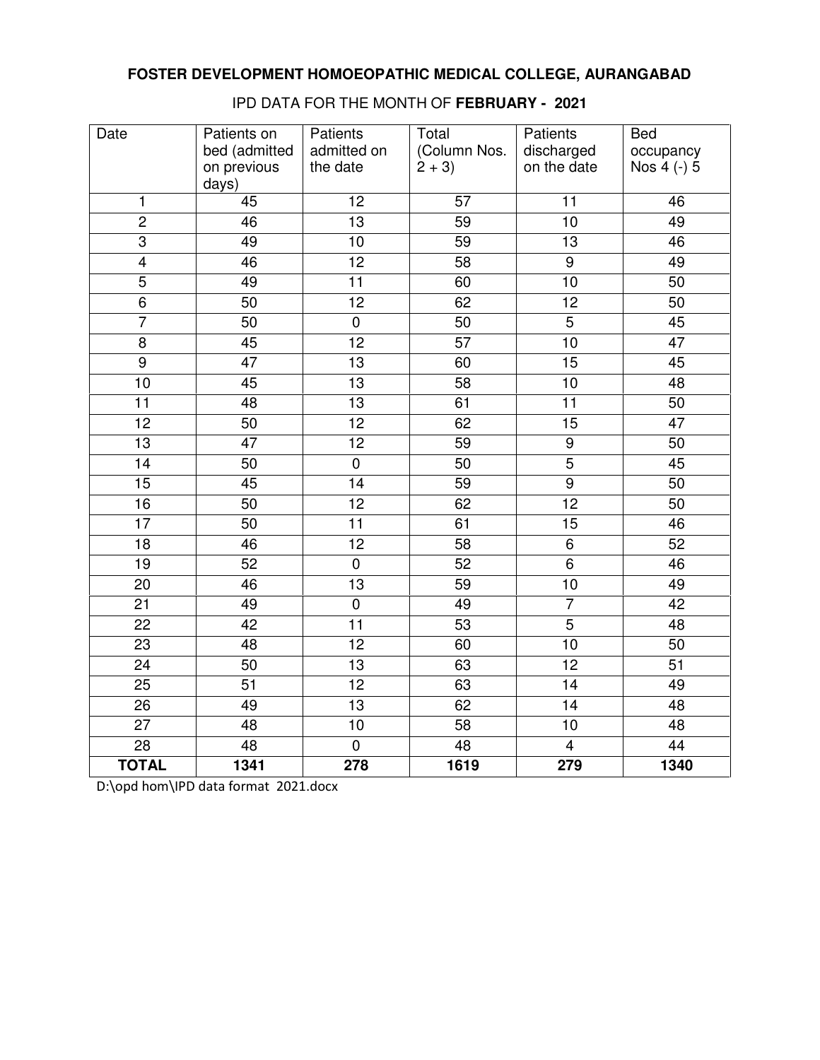**FOSTER DEVELOPMENT HOMOEOPATHIC MEDICAL COLLEGE, AURANGABAD**

IPD DATA FOR THE MONTH OF **FEBRUARY - 2021**

| Date | Patients on bed (admitted on previous days) | Patients admitted on the date | Total (Column Nos. 2 + 3) | Patients discharged on the date | Bed occupancy Nos 4 (-) 5 |
|---|---|---|---|---|---|
| 1 | 45 | 12 | 57 | 11 | 46 |
| 2 | 46 | 13 | 59 | 10 | 49 |
| 3 | 49 | 10 | 59 | 13 | 46 |
| 4 | 46 | 12 | 58 | 9 | 49 |
| 5 | 49 | 11 | 60 | 10 | 50 |
| 6 | 50 | 12 | 62 | 12 | 50 |
| 7 | 50 | 0 | 50 | 5 | 45 |
| 8 | 45 | 12 | 57 | 10 | 47 |
| 9 | 47 | 13 | 60 | 15 | 45 |
| 10 | 45 | 13 | 58 | 10 | 48 |
| 11 | 48 | 13 | 61 | 11 | 50 |
| 12 | 50 | 12 | 62 | 15 | 47 |
| 13 | 47 | 12 | 59 | 9 | 50 |
| 14 | 50 | 0 | 50 | 5 | 45 |
| 15 | 45 | 14 | 59 | 9 | 50 |
| 16 | 50 | 12 | 62 | 12 | 50 |
| 17 | 50 | 11 | 61 | 15 | 46 |
| 18 | 46 | 12 | 58 | 6 | 52 |
| 19 | 52 | 0 | 52 | 6 | 46 |
| 20 | 46 | 13 | 59 | 10 | 49 |
| 21 | 49 | 0 | 49 | 7 | 42 |
| 22 | 42 | 11 | 53 | 5 | 48 |
| 23 | 48 | 12 | 60 | 10 | 50 |
| 24 | 50 | 13 | 63 | 12 | 51 |
| 25 | 51 | 12 | 63 | 14 | 49 |
| 26 | 49 | 13 | 62 | 14 | 48 |
| 27 | 48 | 10 | 58 | 10 | 48 |
| 28 | 48 | 0 | 48 | 4 | 44 |
| **TOTAL** | **1341** | **278** | **1619** | **279** | **1340** |

D:\opd hom\IPD data format 2021.docx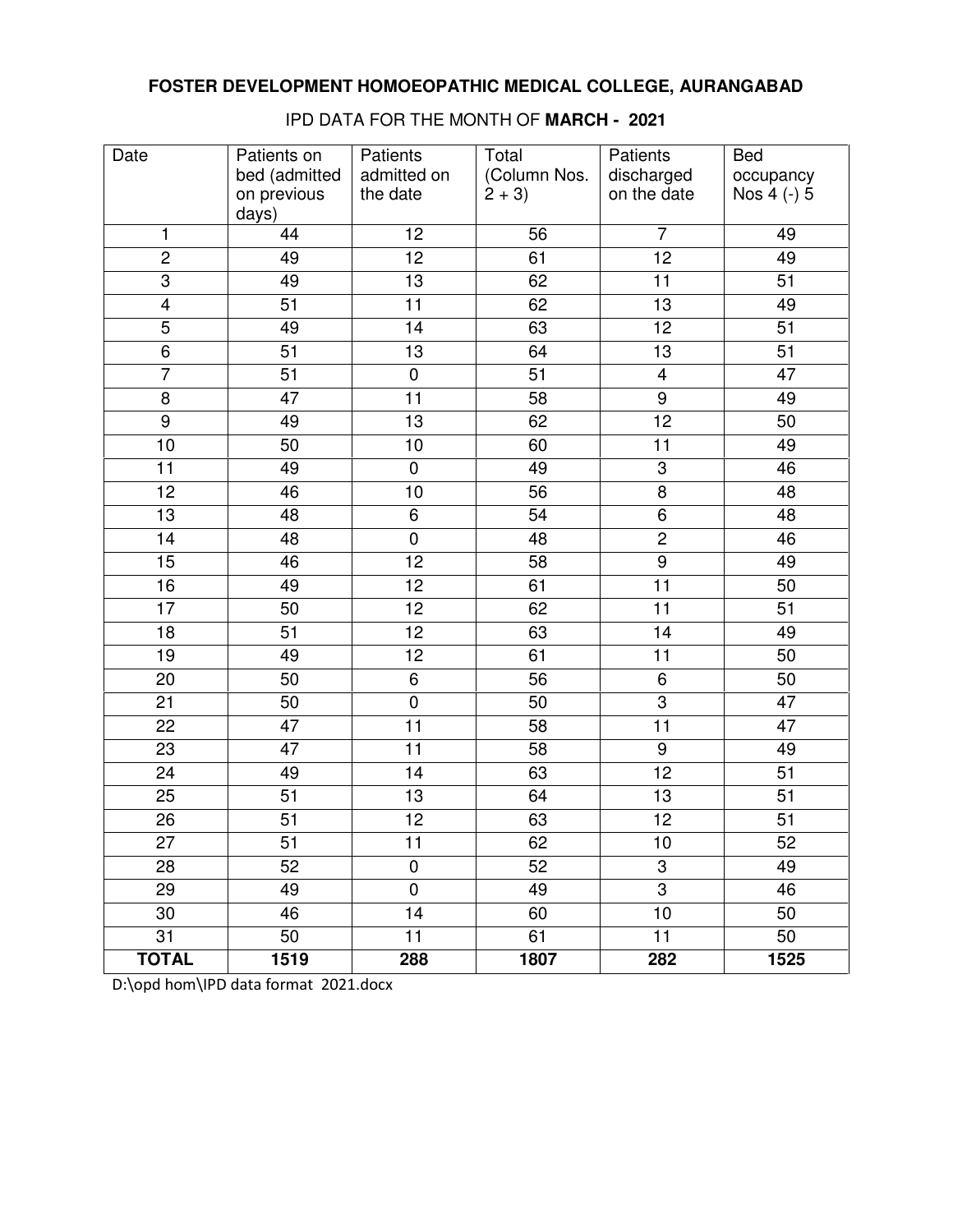# FOSTER DEVELOPMENT HOMOEOPATHIC MEDICAL COLLEGE, AURANGABAD

IPD DATA FOR THE MONTH OF **MARCH - 2021**

| Date | Patients on bed (admitted on previous days) | Patients admitted on the date | Total (Column Nos. 2 + 3) | Patients discharged on the date | Bed occupancy Nos 4 (-) 5 |
|---|---|---|---|---|---|
| 1 | 44 | 12 | 56 | 7 | 49 |
| 2 | 49 | 12 | 61 | 12 | 49 |
| 3 | 49 | 13 | 62 | 11 | 51 |
| 4 | 51 | 11 | 62 | 13 | 49 |
| 5 | 49 | 14 | 63 | 12 | 51 |
| 6 | 51 | 13 | 64 | 13 | 51 |
| 7 | 51 | 0 | 51 | 4 | 47 |
| 8 | 47 | 11 | 58 | 9 | 49 |
| 9 | 49 | 13 | 62 | 12 | 50 |
| 10 | 50 | 10 | 60 | 11 | 49 |
| 11 | 49 | 0 | 49 | 3 | 46 |
| 12 | 46 | 10 | 56 | 8 | 48 |
| 13 | 48 | 6 | 54 | 6 | 48 |
| 14 | 48 | 0 | 48 | 2 | 46 |
| 15 | 46 | 12 | 58 | 9 | 49 |
| 16 | 49 | 12 | 61 | 11 | 50 |
| 17 | 50 | 12 | 62 | 11 | 51 |
| 18 | 51 | 12 | 63 | 14 | 49 |
| 19 | 49 | 12 | 61 | 11 | 50 |
| 20 | 50 | 6 | 56 | 6 | 50 |
| 21 | 50 | 0 | 50 | 3 | 47 |
| 22 | 47 | 11 | 58 | 11 | 47 |
| 23 | 47 | 11 | 58 | 9 | 49 |
| 24 | 49 | 14 | 63 | 12 | 51 |
| 25 | 51 | 13 | 64 | 13 | 51 |
| 26 | 51 | 12 | 63 | 12 | 51 |
| 27 | 51 | 11 | 62 | 10 | 52 |
| 28 | 52 | 0 | 52 | 3 | 49 |
| 29 | 49 | 0 | 49 | 3 | 46 |
| 30 | 46 | 14 | 60 | 10 | 50 |
| 31 | 50 | 11 | 61 | 11 | 50 |
| **TOTAL** | **1519** | **288** | **1807** | **282** | **1525** |

D:\opd hom\IPD data format 2021.docx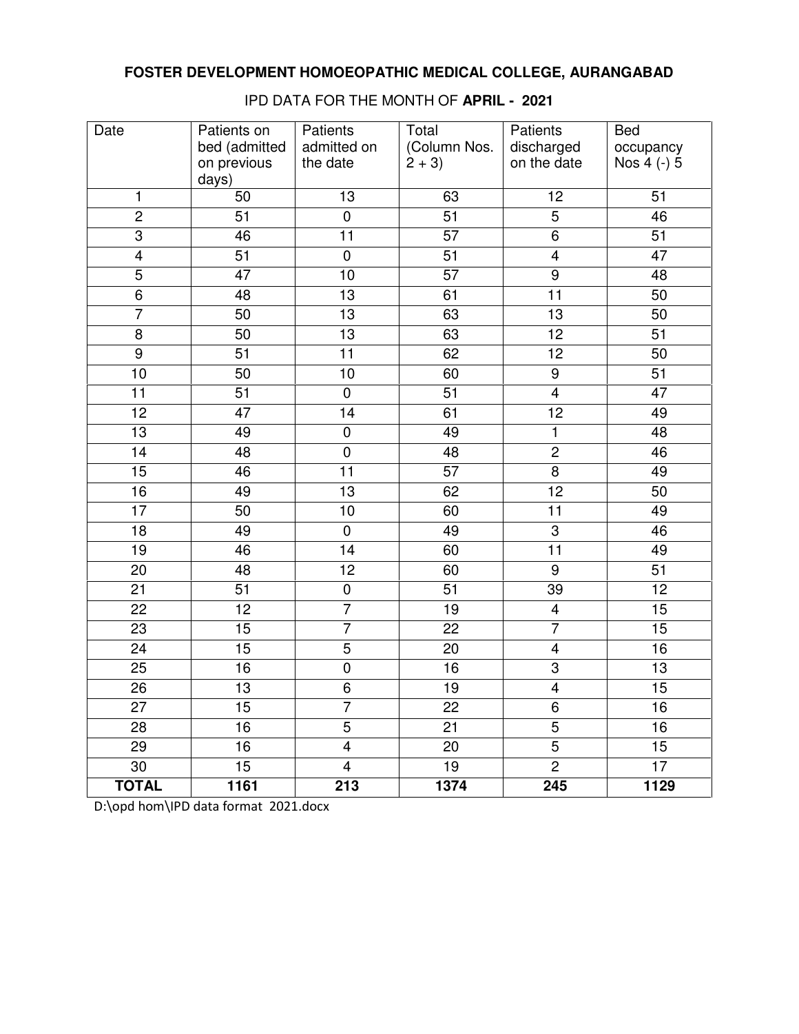**FOSTER DEVELOPMENT HOMOEOPATHIC MEDICAL COLLEGE, AURANGABAD**

IPD DATA FOR THE MONTH OF **APRIL - 2021**

| Date | Patients on bed (admitted on previous days) | Patients admitted on the date | Total (Column Nos. 2 + 3) | Patients discharged on the date | Bed occupancy Nos 4 (-) 5 |
|---|---|---|---|---|---|
| 1 | 50 | 13 | 63 | 12 | 51 |
| 2 | 51 | 0 | 51 | 5 | 46 |
| 3 | 46 | 11 | 57 | 6 | 51 |
| 4 | 51 | 0 | 51 | 4 | 47 |
| 5 | 47 | 10 | 57 | 9 | 48 |
| 6 | 48 | 13 | 61 | 11 | 50 |
| 7 | 50 | 13 | 63 | 13 | 50 |
| 8 | 50 | 13 | 63 | 12 | 51 |
| 9 | 51 | 11 | 62 | 12 | 50 |
| 10 | 50 | 10 | 60 | 9 | 51 |
| 11 | 51 | 0 | 51 | 4 | 47 |
| 12 | 47 | 14 | 61 | 12 | 49 |
| 13 | 49 | 0 | 49 | 1 | 48 |
| 14 | 48 | 0 | 48 | 2 | 46 |
| 15 | 46 | 11 | 57 | 8 | 49 |
| 16 | 49 | 13 | 62 | 12 | 50 |
| 17 | 50 | 10 | 60 | 11 | 49 |
| 18 | 49 | 0 | 49 | 3 | 46 |
| 19 | 46 | 14 | 60 | 11 | 49 |
| 20 | 48 | 12 | 60 | 9 | 51 |
| 21 | 51 | 0 | 51 | 39 | 12 |
| 22 | 12 | 7 | 19 | 4 | 15 |
| 23 | 15 | 7 | 22 | 7 | 15 |
| 24 | 15 | 5 | 20 | 4 | 16 |
| 25 | 16 | 0 | 16 | 3 | 13 |
| 26 | 13 | 6 | 19 | 4 | 15 |
| 27 | 15 | 7 | 22 | 6 | 16 |
| 28 | 16 | 5 | 21 | 5 | 16 |
| 29 | 16 | 4 | 20 | 5 | 15 |
| 30 | 15 | 4 | 19 | 2 | 17 |
| **TOTAL** | **1161** | **213** | **1374** | **245** | **1129** |

D:\opd hom\IPD data format 2021.docx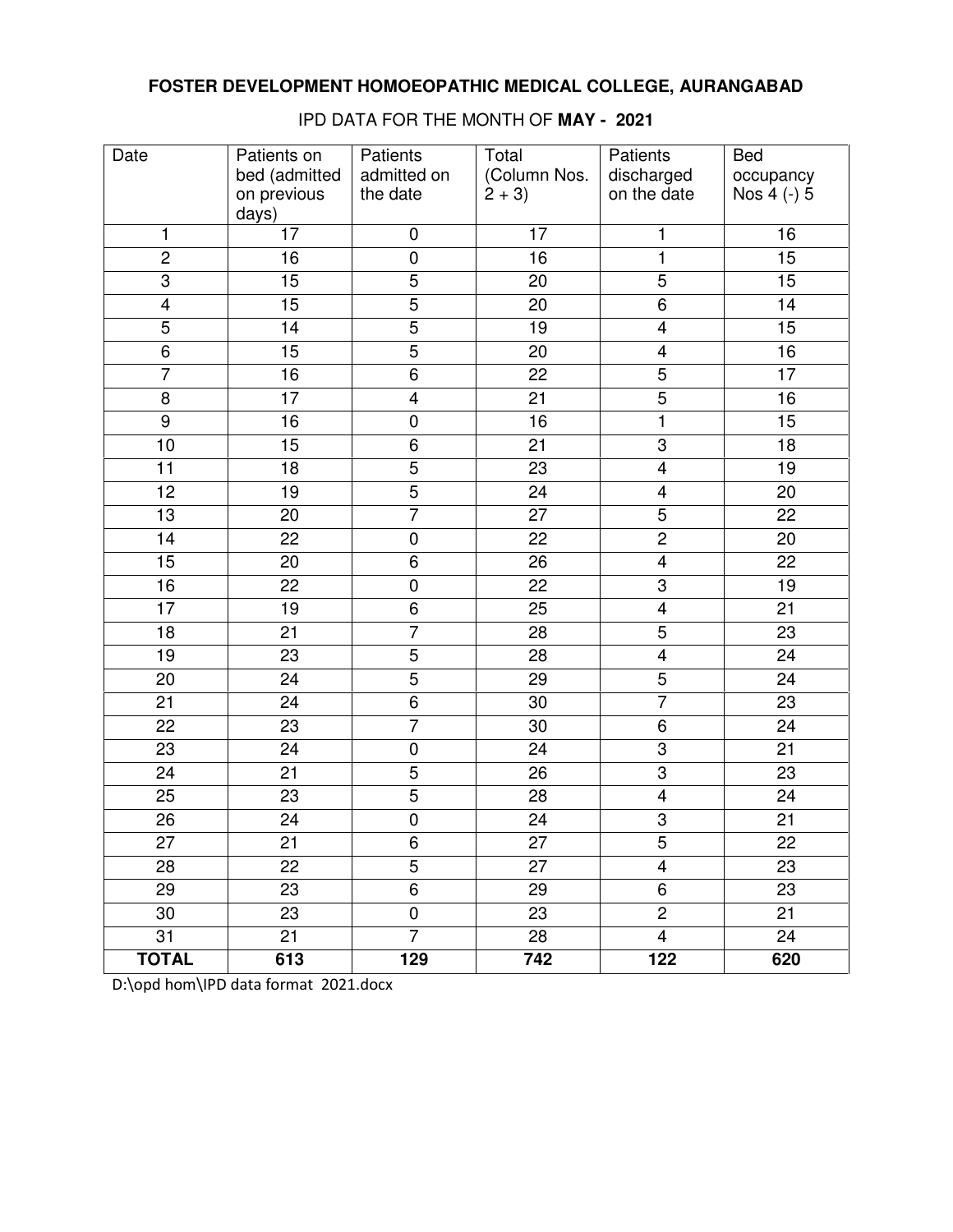**FOSTER DEVELOPMENT HOMOEOPATHIC MEDICAL COLLEGE, AURANGABAD**

IPD DATA FOR THE MONTH OF **MAY - 2021**

| Date | Patients on bed (admitted on previous days) | Patients admitted on the date | Total (Column Nos. 2 + 3) | Patients discharged on the date | Bed occupancy Nos 4 (-) 5 |
|---|---|---|---|---|---|
| 1 | 17 | 0 | 17 | 1 | 16 |
| 2 | 16 | 0 | 16 | 1 | 15 |
| 3 | 15 | 5 | 20 | 5 | 15 |
| 4 | 15 | 5 | 20 | 6 | 14 |
| 5 | 14 | 5 | 19 | 4 | 15 |
| 6 | 15 | 5 | 20 | 4 | 16 |
| 7 | 16 | 6 | 22 | 5 | 17 |
| 8 | 17 | 4 | 21 | 5 | 16 |
| 9 | 16 | 0 | 16 | 1 | 15 |
| 10 | 15 | 6 | 21 | 3 | 18 |
| 11 | 18 | 5 | 23 | 4 | 19 |
| 12 | 19 | 5 | 24 | 4 | 20 |
| 13 | 20 | 7 | 27 | 5 | 22 |
| 14 | 22 | 0 | 22 | 2 | 20 |
| 15 | 20 | 6 | 26 | 4 | 22 |
| 16 | 22 | 0 | 22 | 3 | 19 |
| 17 | 19 | 6 | 25 | 4 | 21 |
| 18 | 21 | 7 | 28 | 5 | 23 |
| 19 | 23 | 5 | 28 | 4 | 24 |
| 20 | 24 | 5 | 29 | 5 | 24 |
| 21 | 24 | 6 | 30 | 7 | 23 |
| 22 | 23 | 7 | 30 | 6 | 24 |
| 23 | 24 | 0 | 24 | 3 | 21 |
| 24 | 21 | 5 | 26 | 3 | 23 |
| 25 | 23 | 5 | 28 | 4 | 24 |
| 26 | 24 | 0 | 24 | 3 | 21 |
| 27 | 21 | 6 | 27 | 5 | 22 |
| 28 | 22 | 5 | 27 | 4 | 23 |
| 29 | 23 | 6 | 29 | 6 | 23 |
| 30 | 23 | 0 | 23 | 2 | 21 |
| 31 | 21 | 7 | 28 | 4 | 24 |
| **TOTAL** | **613** | **129** | **742** | **122** | **620** |

D:\opd hom\IPD data format 2021.docx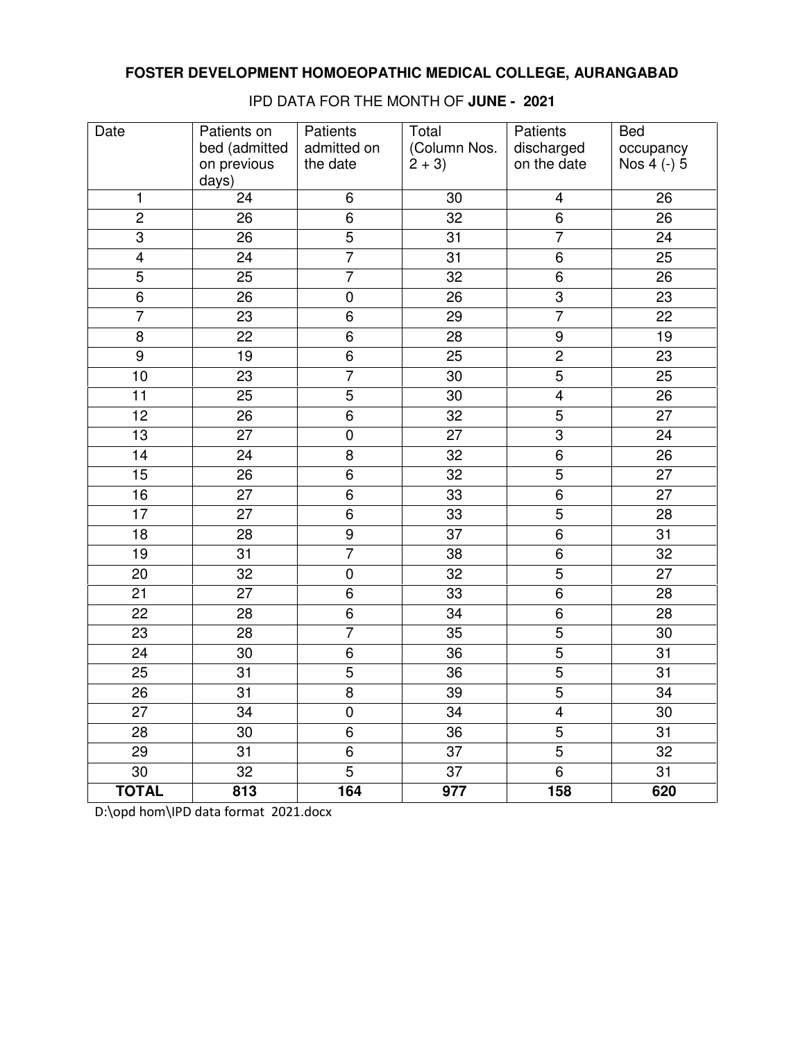**FOSTER DEVELOPMENT HOMOEOPATHIC MEDICAL COLLEGE, AURANGABAD**

IPD DATA FOR THE MONTH OF **JUNE - 2021**

| Date | Patients on bed (admitted on previous days) | Patients admitted on the date | Total (Column Nos. 2 + 3) | Patients discharged on the date | Bed occupancy Nos 4 (-) 5 |
|---|---|---|---|---|---|
| 1 | 24 | 6 | 30 | 4 | 26 |
| 2 | 26 | 6 | 32 | 6 | 26 |
| 3 | 26 | 5 | 31 | 7 | 24 |
| 4 | 24 | 7 | 31 | 6 | 25 |
| 5 | 25 | 7 | 32 | 6 | 26 |
| 6 | 26 | 0 | 26 | 3 | 23 |
| 7 | 23 | 6 | 29 | 7 | 22 |
| 8 | 22 | 6 | 28 | 9 | 19 |
| 9 | 19 | 6 | 25 | 2 | 23 |
| 10 | 23 | 7 | 30 | 5 | 25 |
| 11 | 25 | 5 | 30 | 4 | 26 |
| 12 | 26 | 6 | 32 | 5 | 27 |
| 13 | 27 | 0 | 27 | 3 | 24 |
| 14 | 24 | 8 | 32 | 6 | 26 |
| 15 | 26 | 6 | 32 | 5 | 27 |
| 16 | 27 | 6 | 33 | 6 | 27 |
| 17 | 27 | 6 | 33 | 5 | 28 |
| 18 | 28 | 9 | 37 | 6 | 31 |
| 19 | 31 | 7 | 38 | 6 | 32 |
| 20 | 32 | 0 | 32 | 5 | 27 |
| 21 | 27 | 6 | 33 | 6 | 28 |
| 22 | 28 | 6 | 34 | 6 | 28 |
| 23 | 28 | 7 | 35 | 5 | 30 |
| 24 | 30 | 6 | 36 | 5 | 31 |
| 25 | 31 | 5 | 36 | 5 | 31 |
| 26 | 31 | 8 | 39 | 5 | 34 |
| 27 | 34 | 0 | 34 | 4 | 30 |
| 28 | 30 | 6 | 36 | 5 | 31 |
| 29 | 31 | 6 | 37 | 5 | 32 |
| 30 | 32 | 5 | 37 | 6 | 31 |
| **TOTAL** | **813** | **164** | **977** | **158** | **620** |

D:\opd hom\IPD data format 2021.docx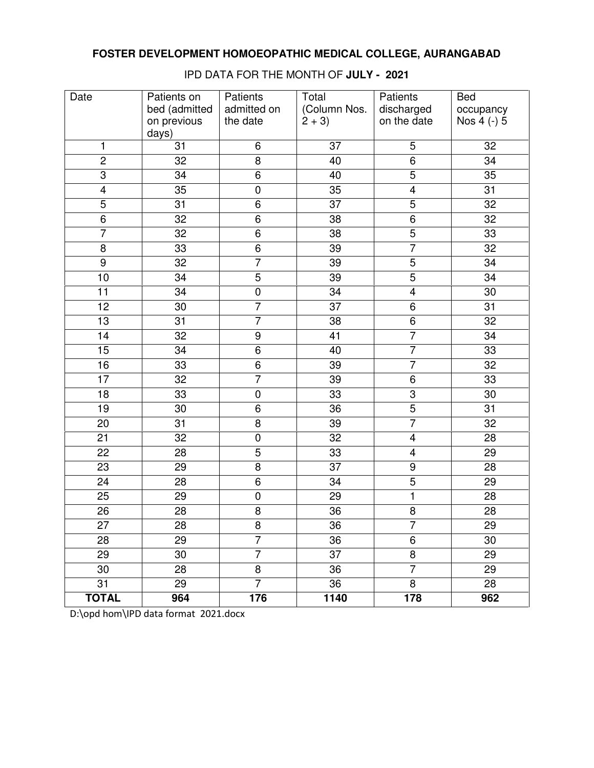**FOSTER DEVELOPMENT HOMOEOPATHIC MEDICAL COLLEGE, AURANGABAD**

IPD DATA FOR THE MONTH OF **JULY - 2021**

| Date | Patients on bed (admitted on previous days) | Patients admitted on the date | Total (Column Nos. 2 + 3) | Patients discharged on the date | Bed occupancy Nos 4 (-) 5 |
|---|---|---|---|---|---|
| 1 | 31 | 6 | 37 | 5 | 32 |
| 2 | 32 | 8 | 40 | 6 | 34 |
| 3 | 34 | 6 | 40 | 5 | 35 |
| 4 | 35 | 0 | 35 | 4 | 31 |
| 5 | 31 | 6 | 37 | 5 | 32 |
| 6 | 32 | 6 | 38 | 6 | 32 |
| 7 | 32 | 6 | 38 | 5 | 33 |
| 8 | 33 | 6 | 39 | 7 | 32 |
| 9 | 32 | 7 | 39 | 5 | 34 |
| 10 | 34 | 5 | 39 | 5 | 34 |
| 11 | 34 | 0 | 34 | 4 | 30 |
| 12 | 30 | 7 | 37 | 6 | 31 |
| 13 | 31 | 7 | 38 | 6 | 32 |
| 14 | 32 | 9 | 41 | 7 | 34 |
| 15 | 34 | 6 | 40 | 7 | 33 |
| 16 | 33 | 6 | 39 | 7 | 32 |
| 17 | 32 | 7 | 39 | 6 | 33 |
| 18 | 33 | 0 | 33 | 3 | 30 |
| 19 | 30 | 6 | 36 | 5 | 31 |
| 20 | 31 | 8 | 39 | 7 | 32 |
| 21 | 32 | 0 | 32 | 4 | 28 |
| 22 | 28 | 5 | 33 | 4 | 29 |
| 23 | 29 | 8 | 37 | 9 | 28 |
| 24 | 28 | 6 | 34 | 5 | 29 |
| 25 | 29 | 0 | 29 | 1 | 28 |
| 26 | 28 | 8 | 36 | 8 | 28 |
| 27 | 28 | 8 | 36 | 7 | 29 |
| 28 | 29 | 7 | 36 | 6 | 30 |
| 29 | 30 | 7 | 37 | 8 | 29 |
| 30 | 28 | 8 | 36 | 7 | 29 |
| 31 | 29 | 7 | 36 | 8 | 28 |
| **TOTAL** | **964** | **176** | **1140** | **178** | **962** |

D:\opd hom\IPD data format 2021.docx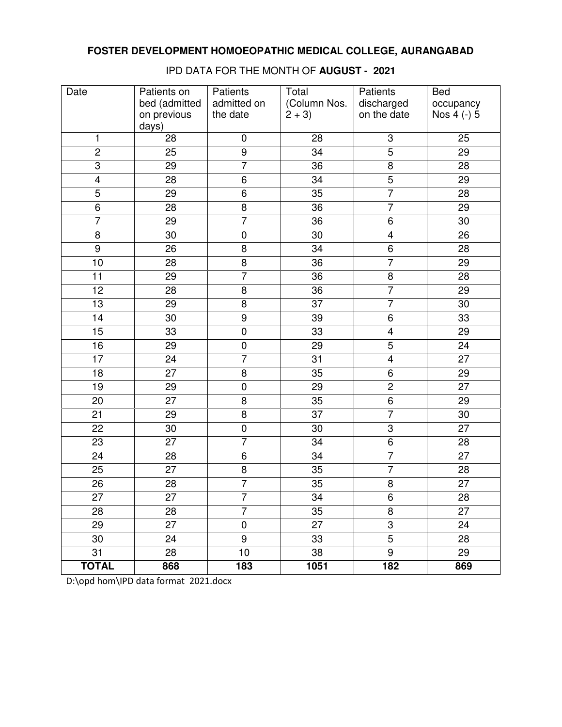# FOSTER DEVELOPMENT HOMOEOPATHIC MEDICAL COLLEGE, AURANGABAD

IPD DATA FOR THE MONTH OF **AUGUST - 2021**

| Date | Patients on bed (admitted on previous days) | Patients admitted on the date | Total (Column Nos. 2 + 3) | Patients discharged on the date | Bed occupancy Nos 4 (-) 5 |
|---|---|---|---|---|---|
| 1 | 28 | 0 | 28 | 3 | 25 |
| 2 | 25 | 9 | 34 | 5 | 29 |
| 3 | 29 | 7 | 36 | 8 | 28 |
| 4 | 28 | 6 | 34 | 5 | 29 |
| 5 | 29 | 6 | 35 | 7 | 28 |
| 6 | 28 | 8 | 36 | 7 | 29 |
| 7 | 29 | 7 | 36 | 6 | 30 |
| 8 | 30 | 0 | 30 | 4 | 26 |
| 9 | 26 | 8 | 34 | 6 | 28 |
| 10 | 28 | 8 | 36 | 7 | 29 |
| 11 | 29 | 7 | 36 | 8 | 28 |
| 12 | 28 | 8 | 36 | 7 | 29 |
| 13 | 29 | 8 | 37 | 7 | 30 |
| 14 | 30 | 9 | 39 | 6 | 33 |
| 15 | 33 | 0 | 33 | 4 | 29 |
| 16 | 29 | 0 | 29 | 5 | 24 |
| 17 | 24 | 7 | 31 | 4 | 27 |
| 18 | 27 | 8 | 35 | 6 | 29 |
| 19 | 29 | 0 | 29 | 2 | 27 |
| 20 | 27 | 8 | 35 | 6 | 29 |
| 21 | 29 | 8 | 37 | 7 | 30 |
| 22 | 30 | 0 | 30 | 3 | 27 |
| 23 | 27 | 7 | 34 | 6 | 28 |
| 24 | 28 | 6 | 34 | 7 | 27 |
| 25 | 27 | 8 | 35 | 7 | 28 |
| 26 | 28 | 7 | 35 | 8 | 27 |
| 27 | 27 | 7 | 34 | 6 | 28 |
| 28 | 28 | 7 | 35 | 8 | 27 |
| 29 | 27 | 0 | 27 | 3 | 24 |
| 30 | 24 | 9 | 33 | 5 | 28 |
| 31 | 28 | 10 | 38 | 9 | 29 |
| **TOTAL** | **868** | **183** | **1051** | **182** | **869** |

D:\opd hom\IPD data format 2021.docx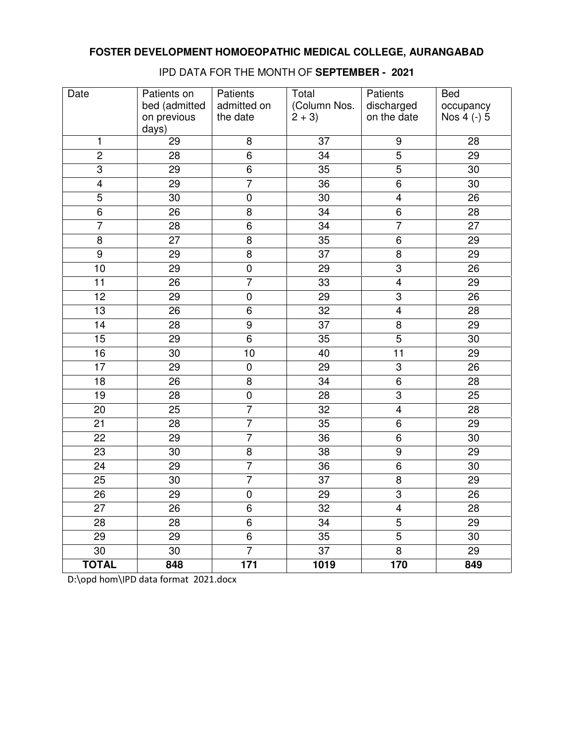# FOSTER DEVELOPMENT HOMOEOPATHIC MEDICAL COLLEGE, AURANGABAD

IPD DATA FOR THE MONTH OF **SEPTEMBER - 2021**

| Date | Patients on bed (admitted on previous days) | Patients admitted on the date | Total (Column Nos. 2 + 3) | Patients discharged on the date | Bed occupancy Nos 4 (-) 5 |
|---|---|---|---|---|---|
| 1 | 29 | 8 | 37 | 9 | 28 |
| 2 | 28 | 6 | 34 | 5 | 29 |
| 3 | 29 | 6 | 35 | 5 | 30 |
| 4 | 29 | 7 | 36 | 6 | 30 |
| 5 | 30 | 0 | 30 | 4 | 26 |
| 6 | 26 | 8 | 34 | 6 | 28 |
| 7 | 28 | 6 | 34 | 7 | 27 |
| 8 | 27 | 8 | 35 | 6 | 29 |
| 9 | 29 | 8 | 37 | 8 | 29 |
| 10 | 29 | 0 | 29 | 3 | 26 |
| 11 | 26 | 7 | 33 | 4 | 29 |
| 12 | 29 | 0 | 29 | 3 | 26 |
| 13 | 26 | 6 | 32 | 4 | 28 |
| 14 | 28 | 9 | 37 | 8 | 29 |
| 15 | 29 | 6 | 35 | 5 | 30 |
| 16 | 30 | 10 | 40 | 11 | 29 |
| 17 | 29 | 0 | 29 | 3 | 26 |
| 18 | 26 | 8 | 34 | 6 | 28 |
| 19 | 28 | 0 | 28 | 3 | 25 |
| 20 | 25 | 7 | 32 | 4 | 28 |
| 21 | 28 | 7 | 35 | 6 | 29 |
| 22 | 29 | 7 | 36 | 6 | 30 |
| 23 | 30 | 8 | 38 | 9 | 29 |
| 24 | 29 | 7 | 36 | 6 | 30 |
| 25 | 30 | 7 | 37 | 8 | 29 |
| 26 | 29 | 0 | 29 | 3 | 26 |
| 27 | 26 | 6 | 32 | 4 | 28 |
| 28 | 28 | 6 | 34 | 5 | 29 |
| 29 | 29 | 6 | 35 | 5 | 30 |
| 30 | 30 | 7 | 37 | 8 | 29 |
| **TOTAL** | **848** | **171** | **1019** | **170** | **849** |

D:\opd hom\IPD data format 2021.docx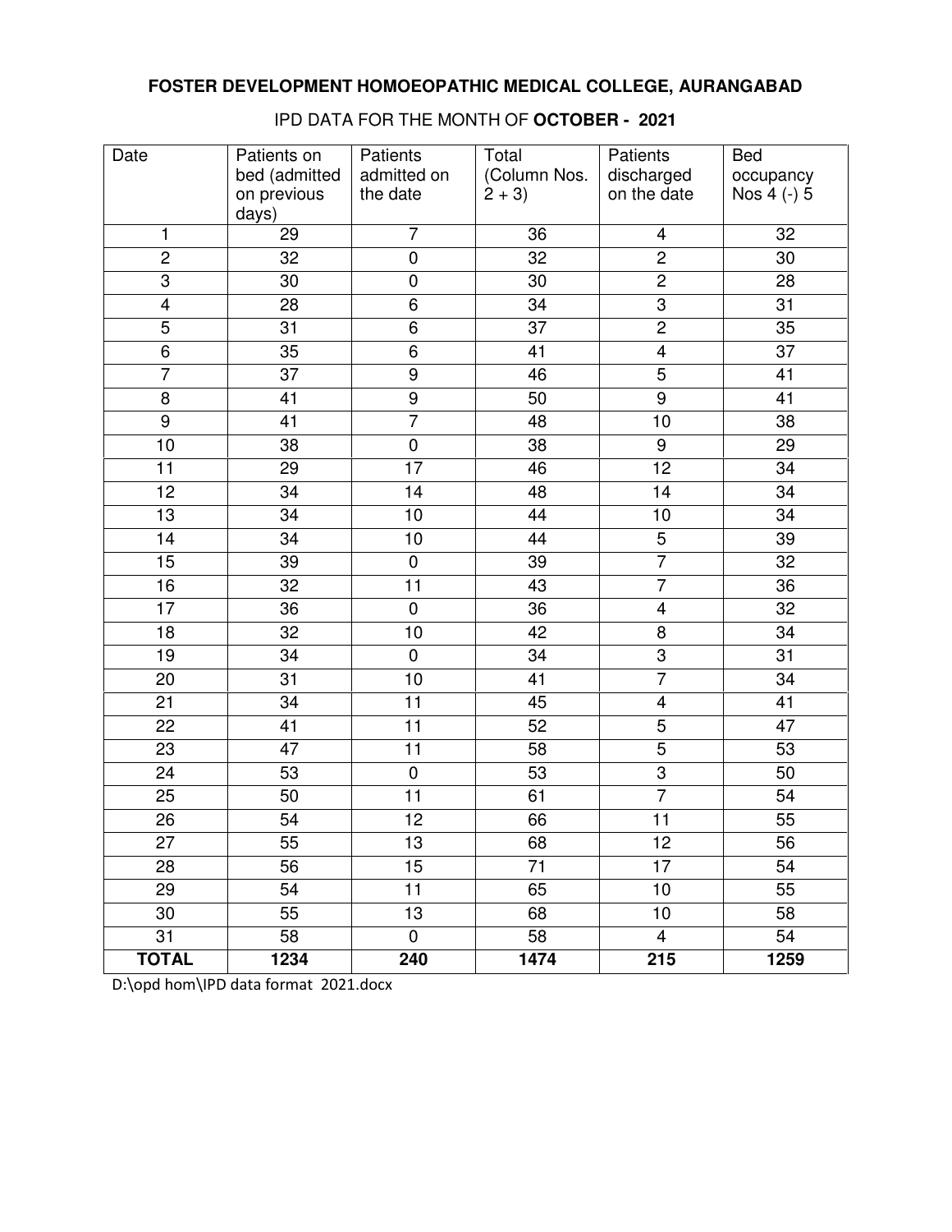**FOSTER DEVELOPMENT HOMOEOPATHIC MEDICAL COLLEGE, AURANGABAD**

IPD DATA FOR THE MONTH OF **OCTOBER - 2021**

| Date | Patients on bed (admitted on previous days) | Patients admitted on the date | Total (Column Nos. 2 + 3) | Patients discharged on the date | Bed occupancy Nos 4 (-) 5 |
|---|---|---|---|---|---|
| 1 | 29 | 7 | 36 | 4 | 32 |
| 2 | 32 | 0 | 32 | 2 | 30 |
| 3 | 30 | 0 | 30 | 2 | 28 |
| 4 | 28 | 6 | 34 | 3 | 31 |
| 5 | 31 | 6 | 37 | 2 | 35 |
| 6 | 35 | 6 | 41 | 4 | 37 |
| 7 | 37 | 9 | 46 | 5 | 41 |
| 8 | 41 | 9 | 50 | 9 | 41 |
| 9 | 41 | 7 | 48 | 10 | 38 |
| 10 | 38 | 0 | 38 | 9 | 29 |
| 11 | 29 | 17 | 46 | 12 | 34 |
| 12 | 34 | 14 | 48 | 14 | 34 |
| 13 | 34 | 10 | 44 | 10 | 34 |
| 14 | 34 | 10 | 44 | 5 | 39 |
| 15 | 39 | 0 | 39 | 7 | 32 |
| 16 | 32 | 11 | 43 | 7 | 36 |
| 17 | 36 | 0 | 36 | 4 | 32 |
| 18 | 32 | 10 | 42 | 8 | 34 |
| 19 | 34 | 0 | 34 | 3 | 31 |
| 20 | 31 | 10 | 41 | 7 | 34 |
| 21 | 34 | 11 | 45 | 4 | 41 |
| 22 | 41 | 11 | 52 | 5 | 47 |
| 23 | 47 | 11 | 58 | 5 | 53 |
| 24 | 53 | 0 | 53 | 3 | 50 |
| 25 | 50 | 11 | 61 | 7 | 54 |
| 26 | 54 | 12 | 66 | 11 | 55 |
| 27 | 55 | 13 | 68 | 12 | 56 |
| 28 | 56 | 15 | 71 | 17 | 54 |
| 29 | 54 | 11 | 65 | 10 | 55 |
| 30 | 55 | 13 | 68 | 10 | 58 |
| 31 | 58 | 0 | 58 | 4 | 54 |
| **TOTAL** | **1234** | **240** | **1474** | **215** | **1259** |

D:\opd hom\IPD data format 2021.docx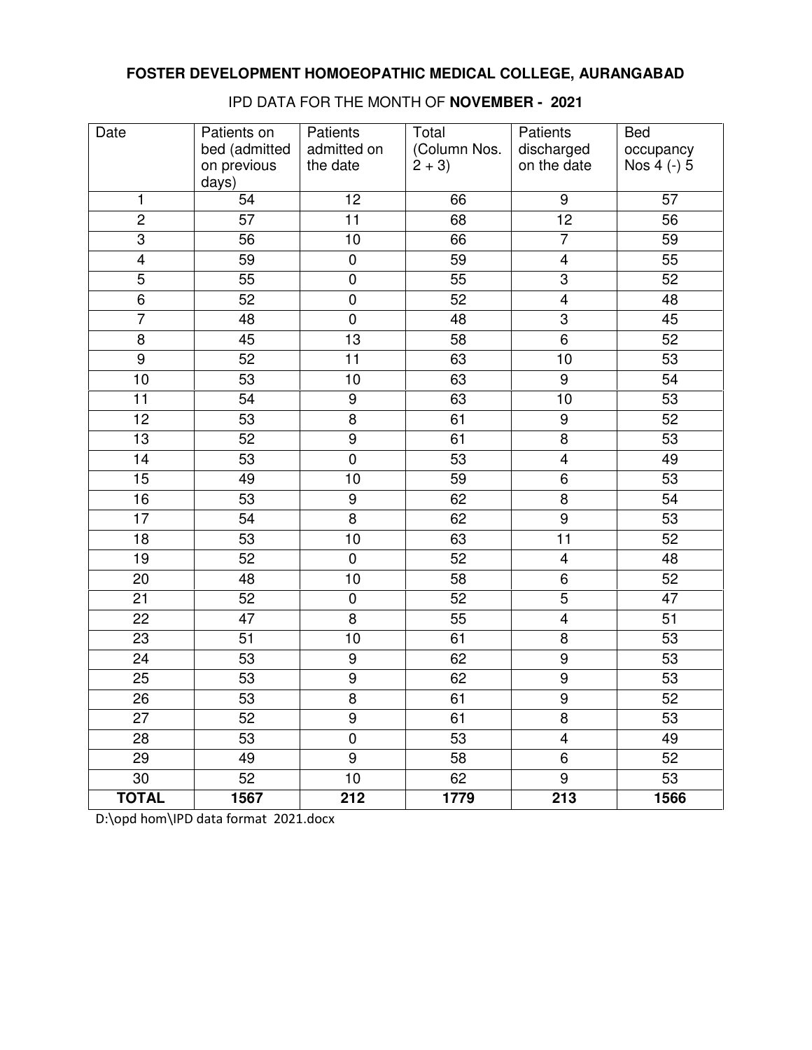# FOSTER DEVELOPMENT HOMOEOPATHIC MEDICAL COLLEGE, AURANGABAD

## IPD DATA FOR THE MONTH OF **NOVEMBER - 2021**

| Date | Patients on bed (admitted on previous days) | Patients admitted on the date | Total (Column Nos. 2 + 3) | Patients discharged on the date | Bed occupancy Nos 4 (-) 5 |
|---|---|---|---|---|---|
| 1 | 54 | 12 | 66 | 9 | 57 |
| 2 | 57 | 11 | 68 | 12 | 56 |
| 3 | 56 | 10 | 66 | 7 | 59 |
| 4 | 59 | 0 | 59 | 4 | 55 |
| 5 | 55 | 0 | 55 | 3 | 52 |
| 6 | 52 | 0 | 52 | 4 | 48 |
| 7 | 48 | 0 | 48 | 3 | 45 |
| 8 | 45 | 13 | 58 | 6 | 52 |
| 9 | 52 | 11 | 63 | 10 | 53 |
| 10 | 53 | 10 | 63 | 9 | 54 |
| 11 | 54 | 9 | 63 | 10 | 53 |
| 12 | 53 | 8 | 61 | 9 | 52 |
| 13 | 52 | 9 | 61 | 8 | 53 |
| 14 | 53 | 0 | 53 | 4 | 49 |
| 15 | 49 | 10 | 59 | 6 | 53 |
| 16 | 53 | 9 | 62 | 8 | 54 |
| 17 | 54 | 8 | 62 | 9 | 53 |
| 18 | 53 | 10 | 63 | 11 | 52 |
| 19 | 52 | 0 | 52 | 4 | 48 |
| 20 | 48 | 10 | 58 | 6 | 52 |
| 21 | 52 | 0 | 52 | 5 | 47 |
| 22 | 47 | 8 | 55 | 4 | 51 |
| 23 | 51 | 10 | 61 | 8 | 53 |
| 24 | 53 | 9 | 62 | 9 | 53 |
| 25 | 53 | 9 | 62 | 9 | 53 |
| 26 | 53 | 8 | 61 | 9 | 52 |
| 27 | 52 | 9 | 61 | 8 | 53 |
| 28 | 53 | 0 | 53 | 4 | 49 |
| 29 | 49 | 9 | 58 | 6 | 52 |
| 30 | 52 | 10 | 62 | 9 | 53 |
| **TOTAL** | **1567** | **212** | **1779** | **213** | **1566** |

D:\opd hom\IPD data format 2021.docx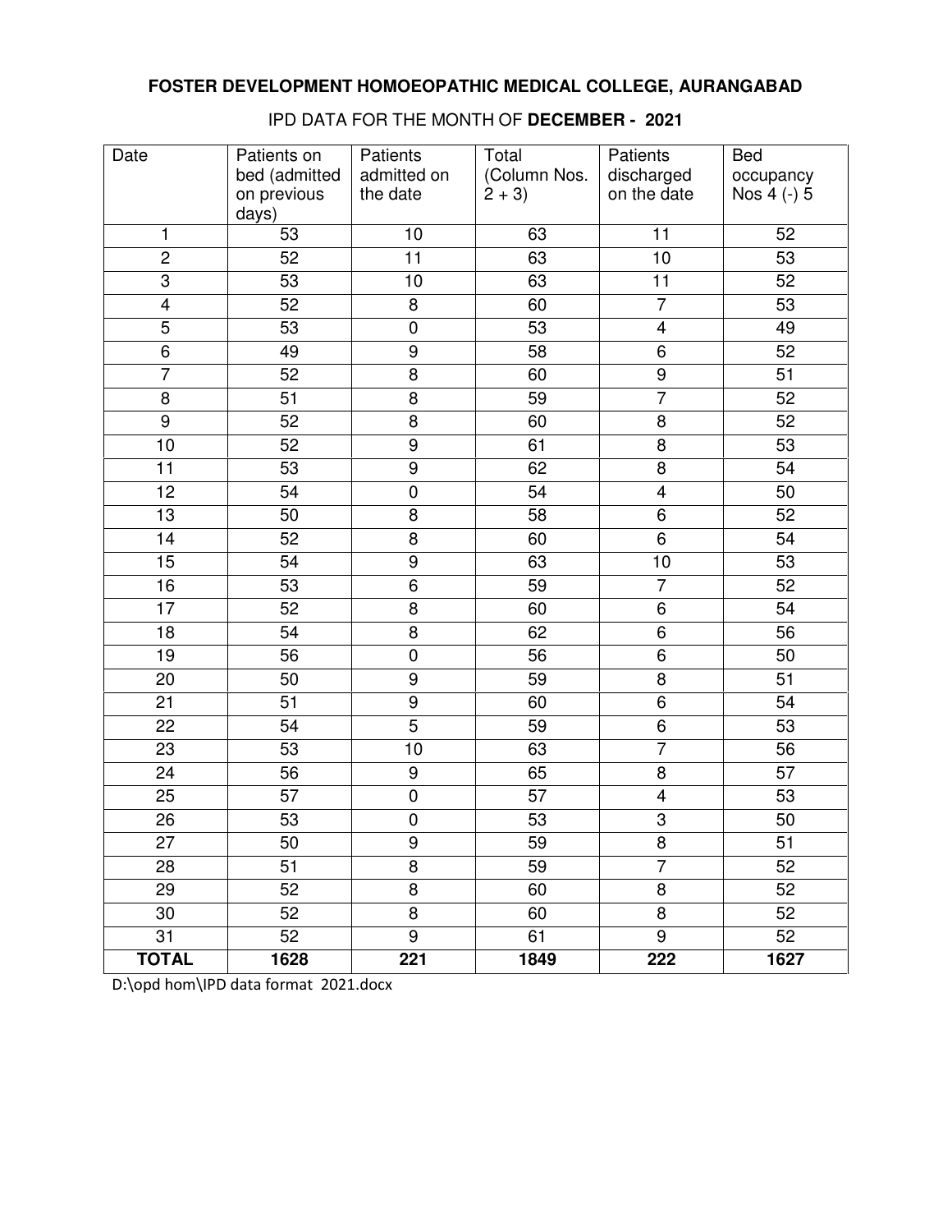**FOSTER DEVELOPMENT HOMOEOPATHIC MEDICAL COLLEGE, AURANGABAD**

IPD DATA FOR THE MONTH OF **DECEMBER - 2021**

| Date | Patients on bed (admitted on previous days) | Patients admitted on the date | Total (Column Nos. 2 + 3) | Patients discharged on the date | Bed occupancy Nos 4 (-) 5 |
|---|---|---|---|---|---|
| 1 | 53 | 10 | 63 | 11 | 52 |
| 2 | 52 | 11 | 63 | 10 | 53 |
| 3 | 53 | 10 | 63 | 11 | 52 |
| 4 | 52 | 8 | 60 | 7 | 53 |
| 5 | 53 | 0 | 53 | 4 | 49 |
| 6 | 49 | 9 | 58 | 6 | 52 |
| 7 | 52 | 8 | 60 | 9 | 51 |
| 8 | 51 | 8 | 59 | 7 | 52 |
| 9 | 52 | 8 | 60 | 8 | 52 |
| 10 | 52 | 9 | 61 | 8 | 53 |
| 11 | 53 | 9 | 62 | 8 | 54 |
| 12 | 54 | 0 | 54 | 4 | 50 |
| 13 | 50 | 8 | 58 | 6 | 52 |
| 14 | 52 | 8 | 60 | 6 | 54 |
| 15 | 54 | 9 | 63 | 10 | 53 |
| 16 | 53 | 6 | 59 | 7 | 52 |
| 17 | 52 | 8 | 60 | 6 | 54 |
| 18 | 54 | 8 | 62 | 6 | 56 |
| 19 | 56 | 0 | 56 | 6 | 50 |
| 20 | 50 | 9 | 59 | 8 | 51 |
| 21 | 51 | 9 | 60 | 6 | 54 |
| 22 | 54 | 5 | 59 | 6 | 53 |
| 23 | 53 | 10 | 63 | 7 | 56 |
| 24 | 56 | 9 | 65 | 8 | 57 |
| 25 | 57 | 0 | 57 | 4 | 53 |
| 26 | 53 | 0 | 53 | 3 | 50 |
| 27 | 50 | 9 | 59 | 8 | 51 |
| 28 | 51 | 8 | 59 | 7 | 52 |
| 29 | 52 | 8 | 60 | 8 | 52 |
| 30 | 52 | 8 | 60 | 8 | 52 |
| 31 | 52 | 9 | 61 | 9 | 52 |
| **TOTAL** | **1628** | **221** | **1849** | **222** | **1627** |

D:\opd hom\IPD data format 2021.docx